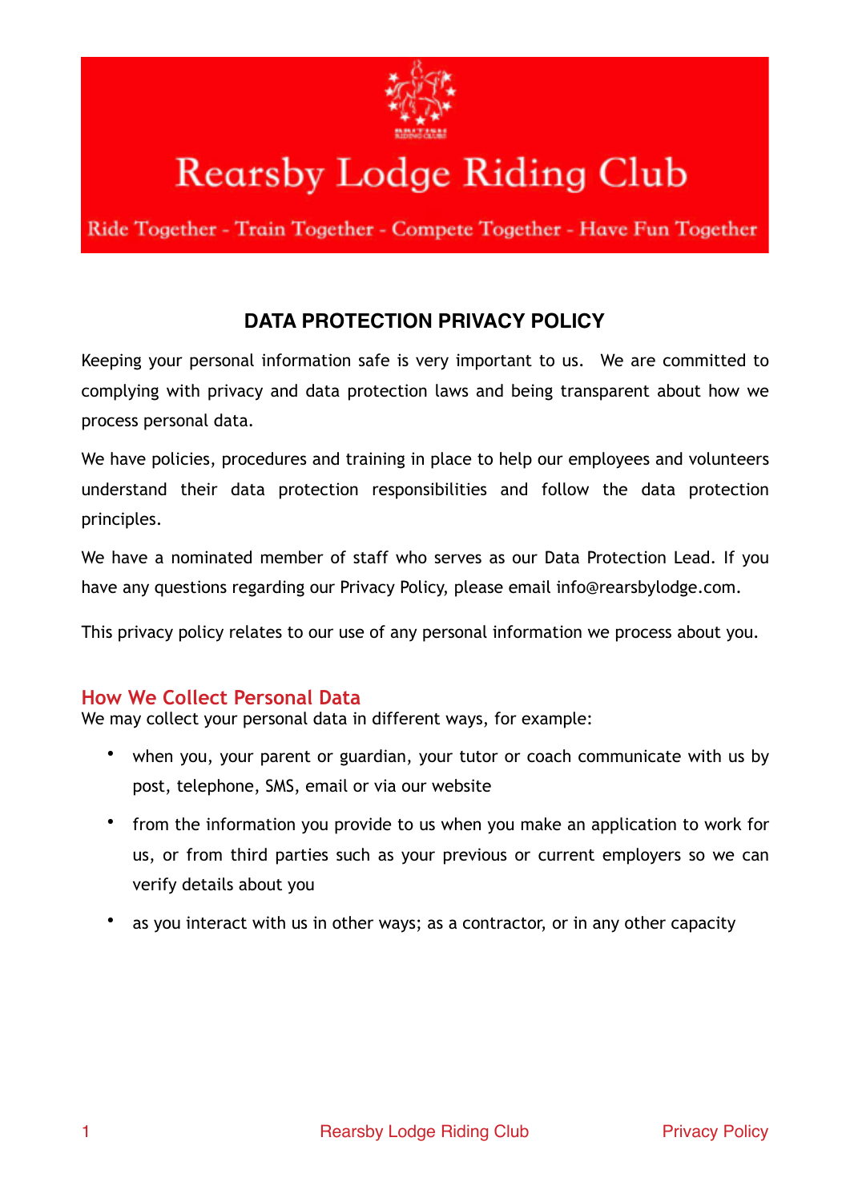# Rearsby Lodge Riding Club

Ride Together - Train Together - Compete Together - Have Fun Together

## DATA PROTECTION PRIVACY POLICY

Keeping your personal information safe is very important to us. We are committed to complying with privacy and data protection laws and being transparent about how we process personal data.

We have policies, procedures and training in place to help our employees and volunteers understand their data protection responsibilities and follow the data protection principles.

We have a nominated member of staff who serves as our Data Protection Lead. If you have any questions regarding our Privacy Policy, please email info@rearsbylodge.com.

This privacy policy relates to our use of any personal information we process about you.

### How We Collect Personal Data

We may collect your personal data in different ways, for example:

- when you, your parent or guardian, your tutor or coach communicate with us by post, telephone, SMS, email or via our website
- from the information you provide to us when you make an application to work for us, or from third parties such as your previous or current employers so we can verify details about you
- as you interact with us in other ways; as a contractor, or in any other capacity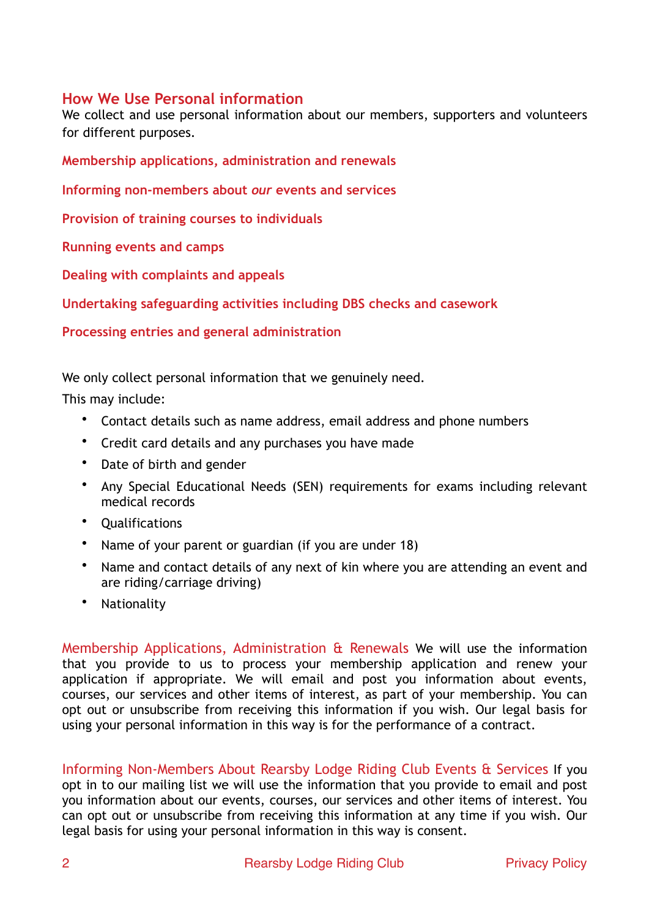## How We Use Personal information

We collect and use personal information about our members, supporters and volunteers for different purposes.

**Membership applications, administration and renewals**

**Informing non-members about *our* events and services**

**Provision of training courses to individuals**

**Running events and camps**

**Dealing with complaints and appeals**

**Undertaking safeguarding activities including DBS checks and casework**

**Processing entries and general administration**

We only collect personal information that we genuinely need.

This may include:

- Contact details such as name address, email address and phone numbers
- Credit card details and any purchases you have made
- Date of birth and gender
- Any Special Educational Needs (SEN) requirements for exams including relevant medical records
- Qualifications
- Name of your parent or guardian (if you are under 18)
- Name and contact details of any next of kin where you are attending an event and are riding/carriage driving)
- Nationality

Membership Applications, Administration & Renewals We will use the information that you provide to us to process your membership application and renew your application if appropriate. We will email and post you information about events, courses, our services and other items of interest, as part of your membership. You can opt out or unsubscribe from receiving this information if you wish. Our legal basis for using your personal information in this way is for the performance of a contract.

Informing Non-Members About Rearsby Lodge Riding Club Events & Services If you opt in to our mailing list we will use the information that you provide to email and post you information about our events, courses, our services and other items of interest. You can opt out or unsubscribe from receiving this information at any time if you wish. Our legal basis for using your personal information in this way is consent.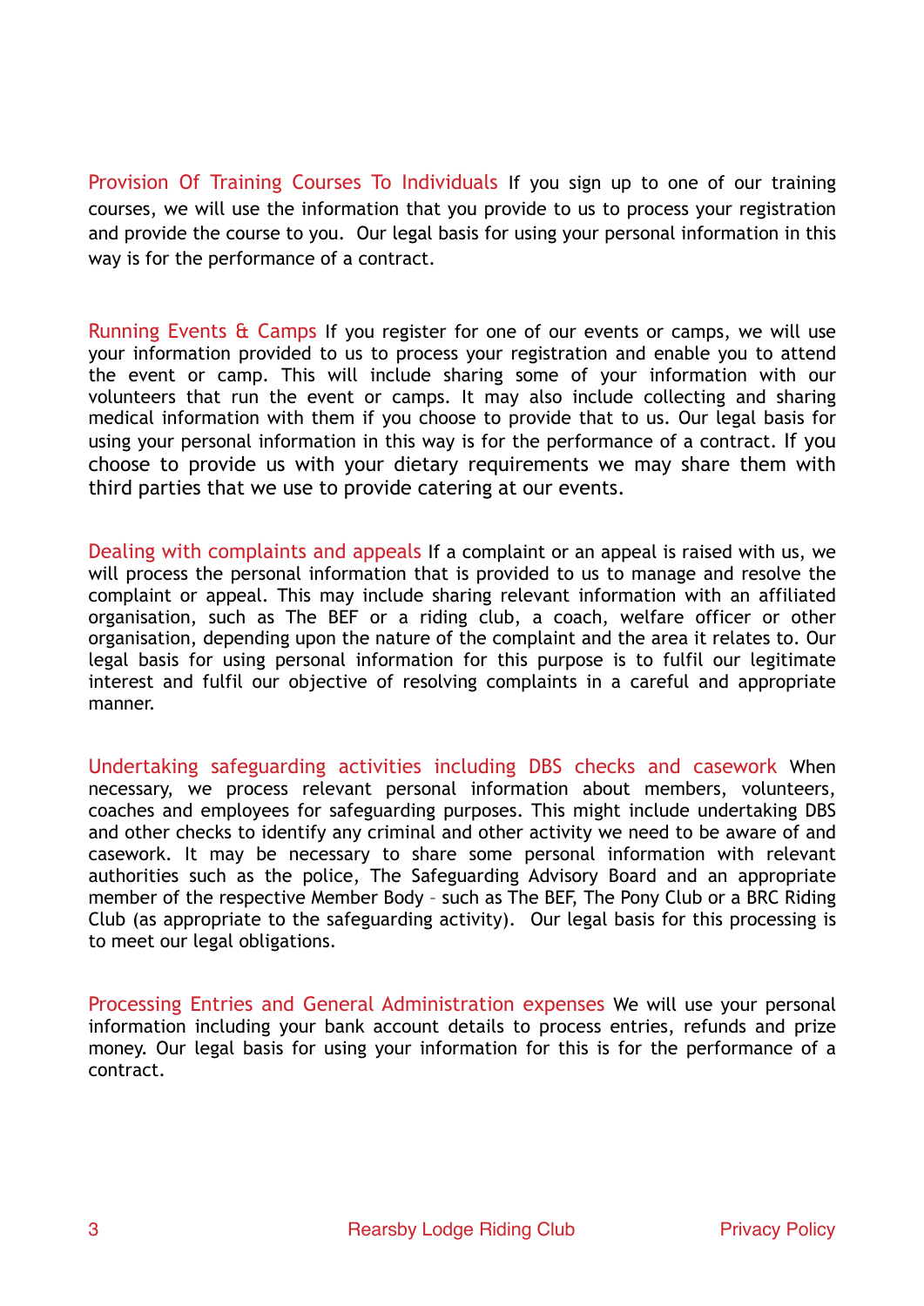**Provision Of Training Courses To Individuals** If you sign up to one of our training courses, we will use the information that you provide to us to process your registration and provide the course to you. Our legal basis for using your personal information in this way is for the performance of a contract.

**Running Events & Camps** If you register for one of our events or camps, we will use your information provided to us to process your registration and enable you to attend the event or camp. This will include sharing some of your information with our volunteers that run the event or camps. It may also include collecting and sharing medical information with them if you choose to provide that to us. Our legal basis for using your personal information in this way is for the performance of a contract. If you choose to provide us with your dietary requirements we may share them with third parties that we use to provide catering at our events.

**Dealing with complaints and appeals** If a complaint or an appeal is raised with us, we will process the personal information that is provided to us to manage and resolve the complaint or appeal. This may include sharing relevant information with an affiliated organisation, such as The BEF or a riding club, a coach, welfare officer or other organisation, depending upon the nature of the complaint and the area it relates to. Our legal basis for using personal information for this purpose is to fulfil our legitimate interest and fulfil our objective of resolving complaints in a careful and appropriate manner.

**Undertaking safeguarding activities including DBS checks and casework** When necessary, we process relevant personal information about members, volunteers, coaches and employees for safeguarding purposes. This might include undertaking DBS and other checks to identify any criminal and other activity we need to be aware of and casework. It may be necessary to share some personal information with relevant authorities such as the police, The Safeguarding Advisory Board and an appropriate member of the respective Member Body – such as The BEF, The Pony Club or a BRC Riding Club (as appropriate to the safeguarding activity). Our legal basis for this processing is to meet our legal obligations.

**Processing Entries and General Administration expenses** We will use your personal information including your bank account details to process entries, refunds and prize money. Our legal basis for using your information for this is for the performance of a contract.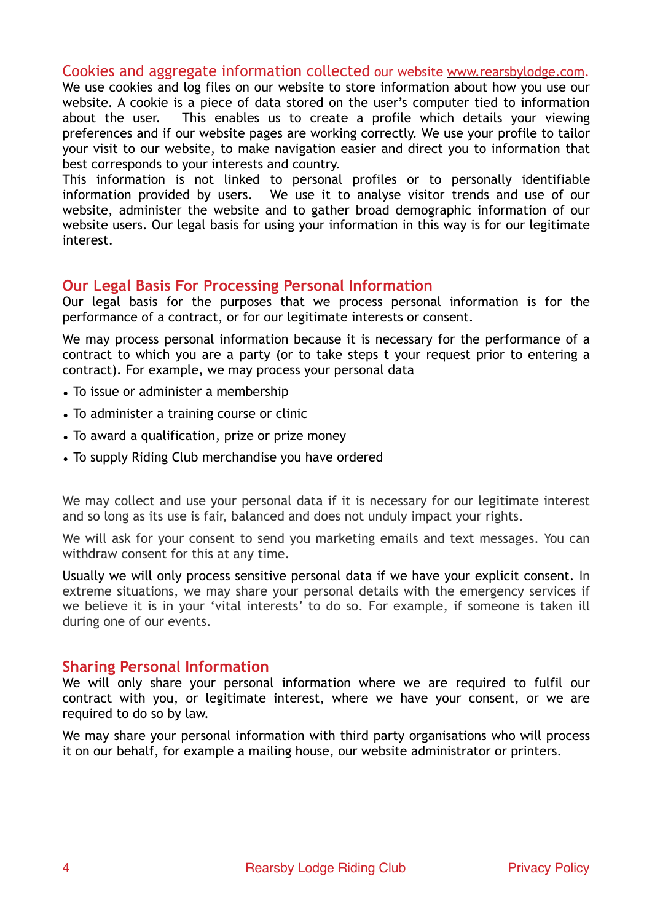## Cookies and aggregate information collected our website www.rearsbylodge.com.

We use cookies and log files on our website to store information about how you use our website. A cookie is a piece of data stored on the user's computer tied to information about the user. This enables us to create a profile which details your viewing preferences and if our website pages are working correctly. We use your profile to tailor your visit to our website, to make navigation easier and direct you to information that best corresponds to your interests and country.

This information is not linked to personal profiles or to personally identifiable information provided by users. We use it to analyse visitor trends and use of our website, administer the website and to gather broad demographic information of our website users. Our legal basis for using your information in this way is for our legitimate interest.

## Our Legal Basis For Processing Personal Information

Our legal basis for the purposes that we process personal information is for the performance of a contract, or for our legitimate interests or consent.

We may process personal information because it is necessary for the performance of a contract to which you are a party (or to take steps t your request prior to entering a contract). For example, we may process your personal data

- To issue or administer a membership
- To administer a training course or clinic
- To award a qualification, prize or prize money
- To supply Riding Club merchandise you have ordered

We may collect and use your personal data if it is necessary for our legitimate interest and so long as its use is fair, balanced and does not unduly impact your rights.

We will ask for your consent to send you marketing emails and text messages. You can withdraw consent for this at any time.

Usually we will only process sensitive personal data if we have your explicit consent. In extreme situations, we may share your personal details with the emergency services if we believe it is in your 'vital interests' to do so. For example, if someone is taken ill during one of our events.

## Sharing Personal Information

We will only share your personal information where we are required to fulfil our contract with you, or legitimate interest, where we have your consent, or we are required to do so by law.

We may share your personal information with third party organisations who will process it on our behalf, for example a mailing house, our website administrator or printers.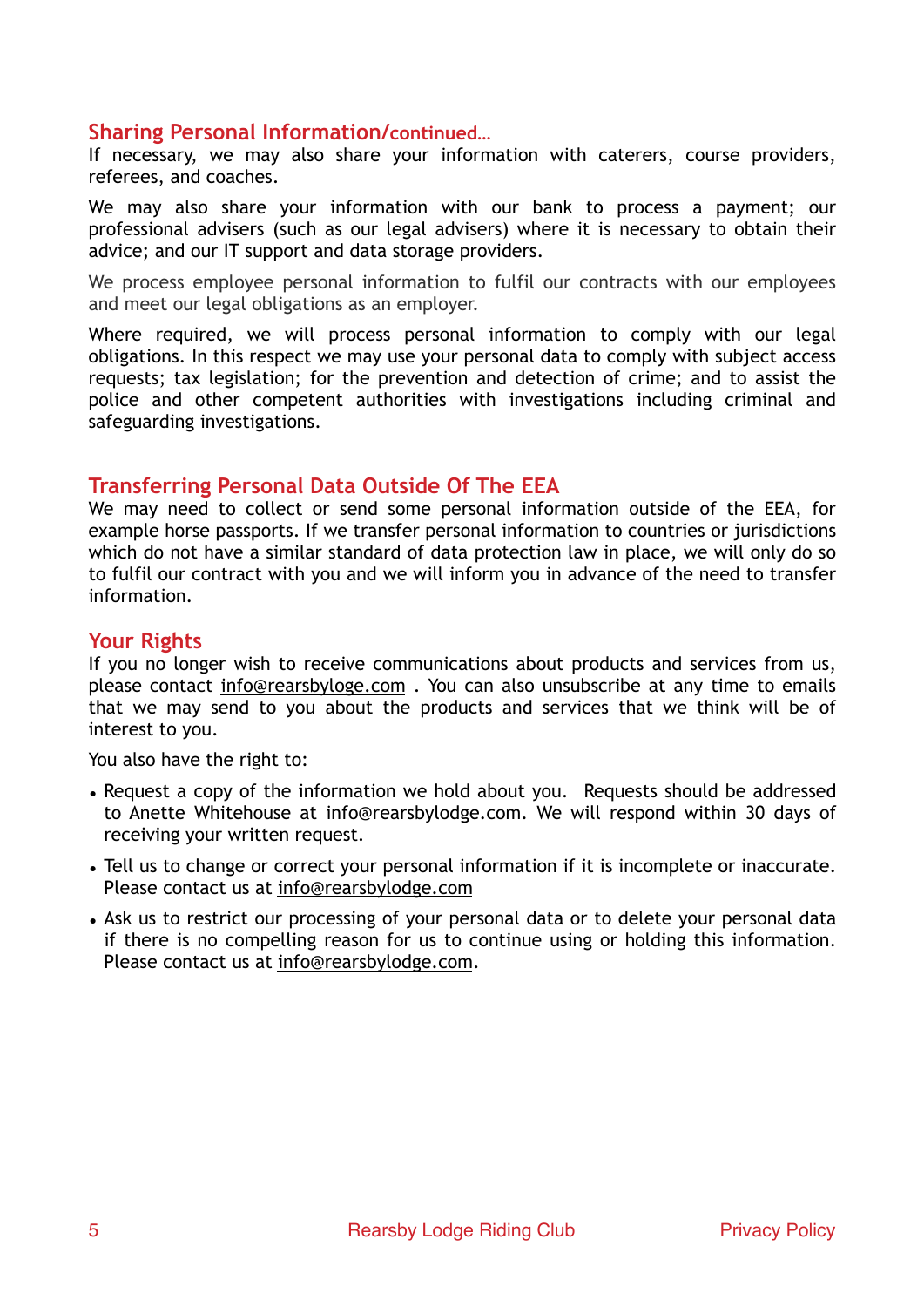## Sharing Personal Information/continued…

If necessary, we may also share your information with caterers, course providers, referees, and coaches.

We may also share your information with our bank to process a payment; our professional advisers (such as our legal advisers) where it is necessary to obtain their advice; and our IT support and data storage providers.

We process employee personal information to fulfil our contracts with our employees and meet our legal obligations as an employer.

Where required, we will process personal information to comply with our legal obligations. In this respect we may use your personal data to comply with subject access requests; tax legislation; for the prevention and detection of crime; and to assist the police and other competent authorities with investigations including criminal and safeguarding investigations.

## Transferring Personal Data Outside Of The EEA

We may need to collect or send some personal information outside of the EEA, for example horse passports. If we transfer personal information to countries or jurisdictions which do not have a similar standard of data protection law in place, we will only do so to fulfil our contract with you and we will inform you in advance of the need to transfer information.

## Your Rights

If you no longer wish to receive communications about products and services from us, please contact info@rearsbyloge.com . You can also unsubscribe at any time to emails that we may send to you about the products and services that we think will be of interest to you.

You also have the right to:

- Request a copy of the information we hold about you. Requests should be addressed to Anette Whitehouse at info@rearsbylodge.com. We will respond within 30 days of receiving your written request.
- Tell us to change or correct your personal information if it is incomplete or inaccurate. Please contact us at info@rearsbylodge.com
- Ask us to restrict our processing of your personal data or to delete your personal data if there is no compelling reason for us to continue using or holding this information. Please contact us at info@rearsbylodge.com.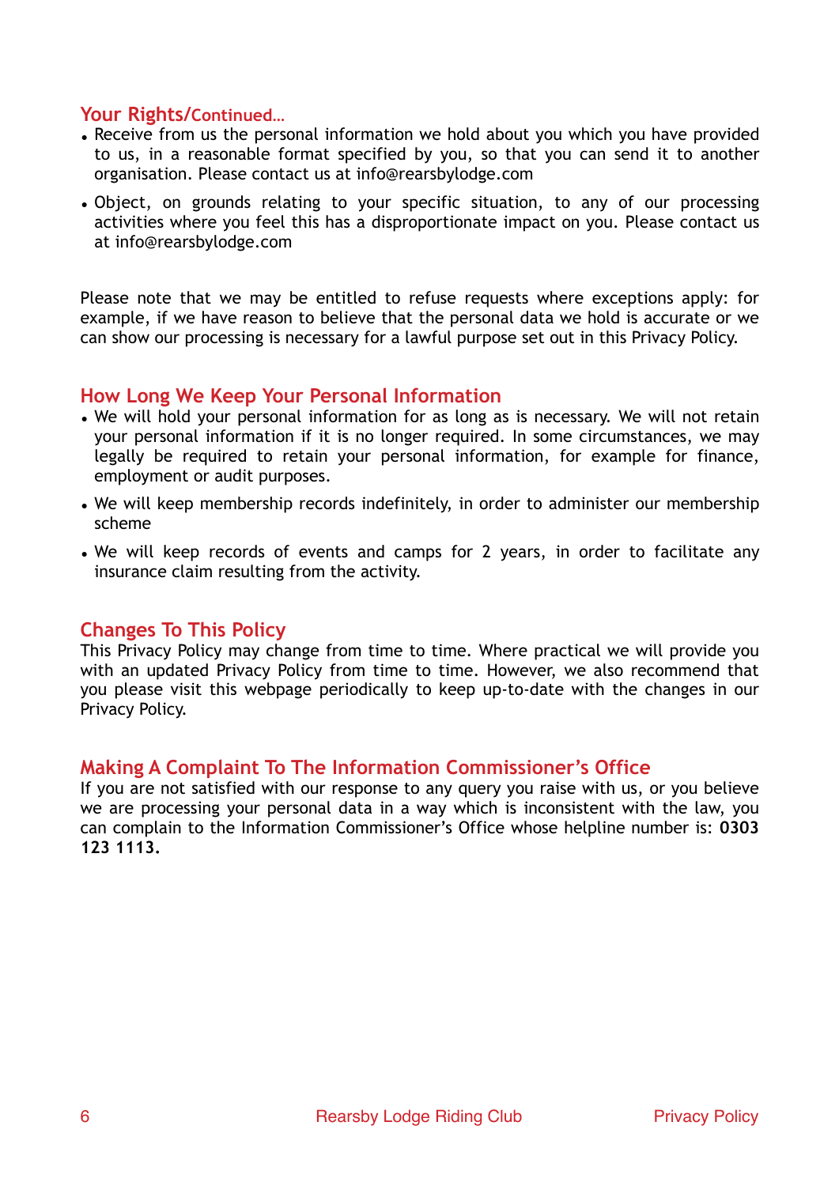## Your Rights/Continued…

- Receive from us the personal information we hold about you which you have provided to us, in a reasonable format specified by you, so that you can send it to another organisation. Please contact us at info@rearsbylodge.com
- Object, on grounds relating to your specific situation, to any of our processing activities where you feel this has a disproportionate impact on you. Please contact us at info@rearsbylodge.com

Please note that we may be entitled to refuse requests where exceptions apply: for example, if we have reason to believe that the personal data we hold is accurate or we can show our processing is necessary for a lawful purpose set out in this Privacy Policy.

## How Long We Keep Your Personal Information

- We will hold your personal information for as long as is necessary. We will not retain your personal information if it is no longer required. In some circumstances, we may legally be required to retain your personal information, for example for finance, employment or audit purposes.
- We will keep membership records indefinitely, in order to administer our membership scheme
- We will keep records of events and camps for 2 years, in order to facilitate any insurance claim resulting from the activity.

## Changes To This Policy

This Privacy Policy may change from time to time. Where practical we will provide you with an updated Privacy Policy from time to time. However, we also recommend that you please visit this webpage periodically to keep up-to-date with the changes in our Privacy Policy.

## Making A Complaint To The Information Commissioner's Office

If you are not satisfied with our response to any query you raise with us, or you believe we are processing your personal data in a way which is inconsistent with the law, you can complain to the Information Commissioner's Office whose helpline number is: **0303 123 1113.**